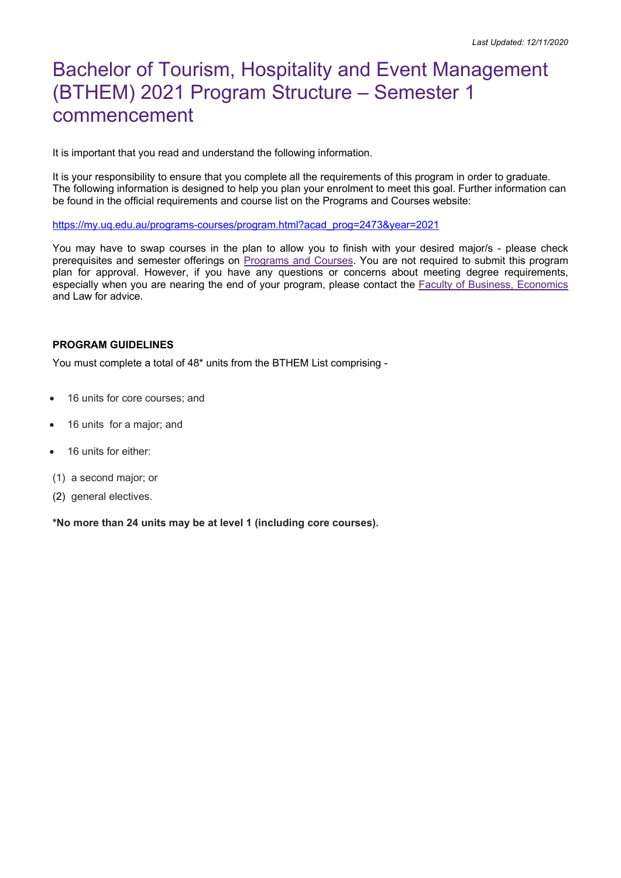*Last Updated: 12/11/2020*

# Bachelor of Tourism, Hospitality and Event Management (BTHEM) 2021 Program Structure – Semester 1 commencement

It is important that you read and understand the following information.

It is your responsibility to ensure that you complete all the requirements of this program in order to graduate. The following information is designed to help you plan your enrolment to meet this goal. Further information can be found in the official requirements and course list on the Programs and Courses website:

https://my.uq.edu.au/programs-courses/program.html?acad_prog=2473&year=2021

You may have to swap courses in the plan to allow you to finish with your desired major/s - please check prerequisites and semester offerings on Programs and Courses. You are not required to submit this program plan for approval. However, if you have any questions or concerns about meeting degree requirements, especially when you are nearing the end of your program, please contact the Faculty of Business, Economics and Law for advice.

**PROGRAM GUIDELINES**

You must complete a total of 48* units from the BTHEM List comprising -

- 16 units for core courses; and
- 16 units for a major; and
- 16 units for either:

(1) a second major; or

(2) general electives.

**\*No more than 24 units may be at level 1 (including core courses).**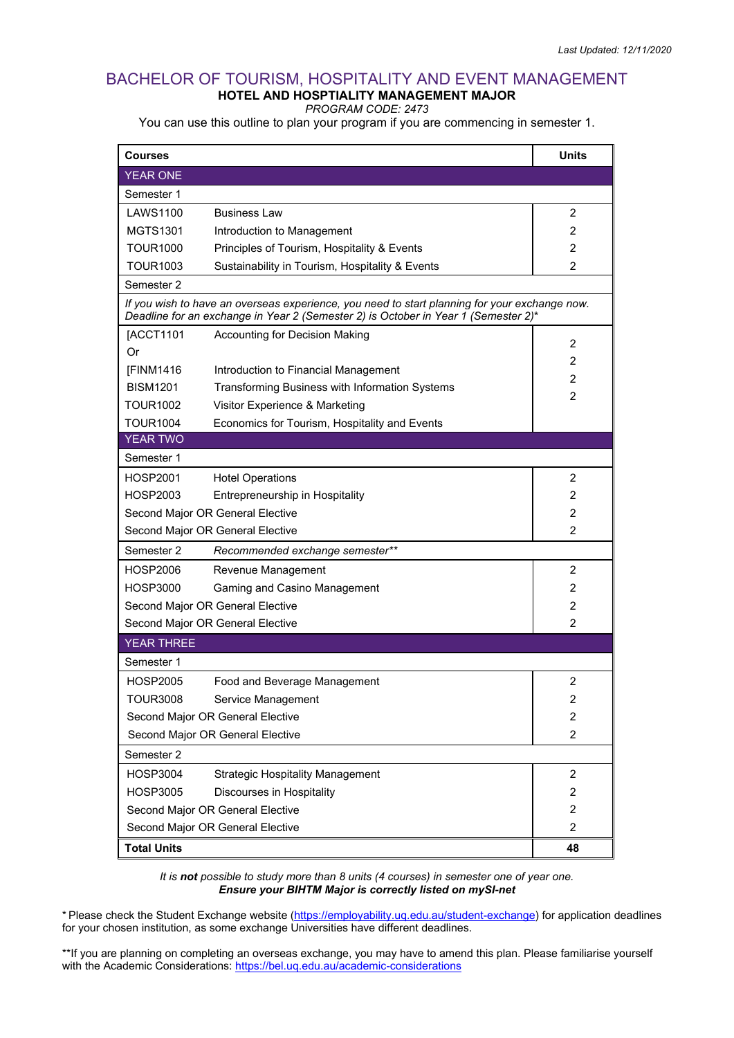*Last Updated: 12/11/2020*

# BACHELOR OF TOURISM, HOSPITALITY AND EVENT MANAGEMENT

## HOTEL AND HOSPTIALITY MANAGEMENT MAJOR

*PROGRAM CODE: 2473*

You can use this outline to plan your program if you are commencing in semester 1.

| Courses | | Units |
|---|---|---|
| **YEAR ONE** | | |
| Semester 1 | | |
| LAWS1100 | Business Law | 2 |
| MGTS1301 | Introduction to Management | 2 |
| TOUR1000 | Principles of Tourism, Hospitality & Events | 2 |
| TOUR1003 | Sustainability in Tourism, Hospitality & Events | 2 |
| Semester 2 | | |
| *If you wish to have an overseas experience, you need to start planning for your exchange now. Deadline for an exchange in Year 2 (Semester 2) is October in Year 1 (Semester 2)** | | |
| [ACCT1101 | Accounting for Decision Making | 2 |
| Or | | |
| [FINM1416 | Introduction to Financial Management | |
| BISM1201 | Transforming Business with Information Systems | 2 |
| TOUR1002 | Visitor Experience & Marketing | 2 |
| TOUR1004 | Economics for Tourism, Hospitality and Events | 2 |
| **YEAR TWO** | | |
| Semester 1 | | |
| HOSP2001 | Hotel Operations | 2 |
| HOSP2003 | Entrepreneurship in Hospitality | 2 |
| Second Major OR General Elective | | 2 |
| Second Major OR General Elective | | 2 |
| Semester 2 | *Recommended exchange semester*** | |
| HOSP2006 | Revenue Management | 2 |
| HOSP3000 | Gaming and Casino Management | 2 |
| Second Major OR General Elective | | 2 |
| Second Major OR General Elective | | 2 |
| **YEAR THREE** | | |
| Semester 1 | | |
| HOSP2005 | Food and Beverage Management | 2 |
| TOUR3008 | Service Management | 2 |
| Second Major OR General Elective | | 2 |
| Second Major OR General Elective | | 2 |
| Semester 2 | | |
| HOSP3004 | Strategic Hospitality Management | 2 |
| HOSP3005 | Discourses in Hospitality | 2 |
| Second Major OR General Elective | | 2 |
| Second Major OR General Elective | | 2 |
| **Total Units** | | **48** |

*It is **not** possible to study more than 8 units (4 courses) in semester one of year one.*

***Ensure your BIHTM Major is correctly listed on mySI-net***

* Please check the Student Exchange website (https://employability.uq.edu.au/student-exchange) for application deadlines for your chosen institution, as some exchange Universities have different deadlines.

**If you are planning on completing an overseas exchange, you may have to amend this plan. Please familiarise yourself with the Academic Considerations: https://bel.uq.edu.au/academic-considerations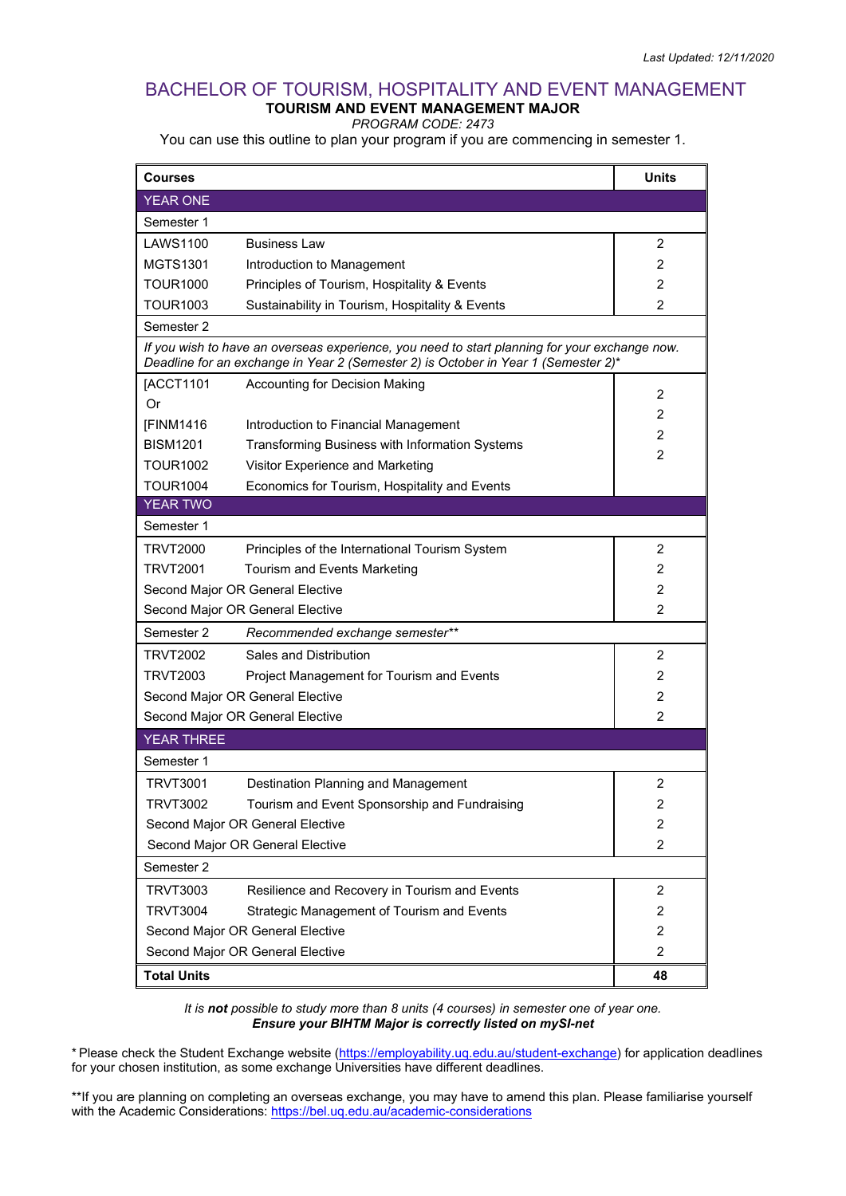*Last Updated: 12/11/2020*

# BACHELOR OF TOURISM, HOSPITALITY AND EVENT MANAGEMENT

**TOURISM AND EVENT MANAGEMENT MAJOR**

*PROGRAM CODE: 2473*

You can use this outline to plan your program if you are commencing in semester 1.

| Courses | | Units |
|---|---|---|
| **YEAR ONE** | | |
| Semester 1 | | |
| LAWS1100 | Business Law | 2 |
| MGTS1301 | Introduction to Management | 2 |
| TOUR1000 | Principles of Tourism, Hospitality & Events | 2 |
| TOUR1003 | Sustainability in Tourism, Hospitality & Events | 2 |
| Semester 2 | | |
| *If you wish to have an overseas experience, you need to start planning for your exchange now. Deadline for an exchange in Year 2 (Semester 2) is October in Year 1 (Semester 2)** | | |
| [ACCT1101 Or [FINM1416 | Accounting for Decision Making / Introduction to Financial Management | 2 |
| BISM1201 | Transforming Business with Information Systems | 2 |
| TOUR1002 | Visitor Experience and Marketing | 2 |
| TOUR1004 | Economics for Tourism, Hospitality and Events | 2 |
| **YEAR TWO** | | |
| Semester 1 | | |
| TRVT2000 | Principles of the International Tourism System | 2 |
| TRVT2001 | Tourism and Events Marketing | 2 |
| Second Major OR General Elective | | 2 |
| Second Major OR General Elective | | 2 |
| Semester 2 | *Recommended exchange semester*** | |
| TRVT2002 | Sales and Distribution | 2 |
| TRVT2003 | Project Management for Tourism and Events | 2 |
| Second Major OR General Elective | | 2 |
| Second Major OR General Elective | | 2 |
| **YEAR THREE** | | |
| Semester 1 | | |
| TRVT3001 | Destination Planning and Management | 2 |
| TRVT3002 | Tourism and Event Sponsorship and Fundraising | 2 |
| Second Major OR General Elective | | 2 |
| Second Major OR General Elective | | 2 |
| Semester 2 | | |
| TRVT3003 | Resilience and Recovery in Tourism and Events | 2 |
| TRVT3004 | Strategic Management of Tourism and Events | 2 |
| Second Major OR General Elective | | 2 |
| Second Major OR General Elective | | 2 |
| **Total Units** | | **48** |

*It is **not** possible to study more than 8 units (4 courses) in semester one of year one.*

***Ensure your BIHTM Major is correctly listed on mySI-net***

\* Please check the Student Exchange website (https://employability.uq.edu.au/student-exchange) for application deadlines for your chosen institution, as some exchange Universities have different deadlines.

**If you are planning on completing an overseas exchange, you may have to amend this plan. Please familiarise yourself with the Academic Considerations: https://bel.uq.edu.au/academic-considerations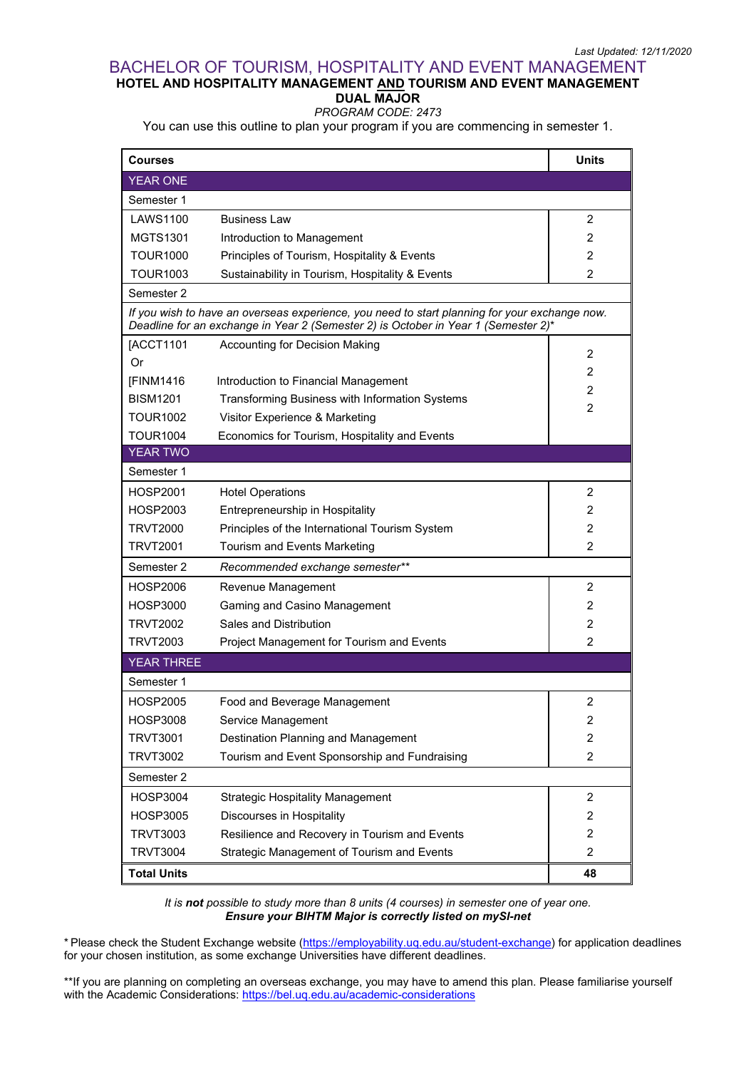*Last Updated: 12/11/2020*

# BACHELOR OF TOURISM, HOSPITALITY AND EVENT MANAGEMENT

## HOTEL AND HOSPITALITY MANAGEMENT AND TOURISM AND EVENT MANAGEMENT DUAL MAJOR

*PROGRAM CODE: 2473*

You can use this outline to plan your program if you are commencing in semester 1.

| Courses | | Units |
|---|---|---|
| **YEAR ONE** | | |
| Semester 1 | | |
| LAWS1100 | Business Law | 2 |
| MGTS1301 | Introduction to Management | 2 |
| TOUR1000 | Principles of Tourism, Hospitality & Events | 2 |
| TOUR1003 | Sustainability in Tourism, Hospitality & Events | 2 |
| Semester 2 | | |
| *If you wish to have an overseas experience, you need to start planning for your exchange now. Deadline for an exchange in Year 2 (Semester 2) is October in Year 1 (Semester 2)** | | |
| [ACCT1101 Or [FINM1416 | Accounting for Decision Making / Introduction to Financial Management | 2 |
| BISM1201 | Transforming Business with Information Systems | 2 |
| TOUR1002 | Visitor Experience & Marketing | 2 |
| TOUR1004 | Economics for Tourism, Hospitality and Events | 2 |
| **YEAR TWO** | | |
| Semester 1 | | |
| HOSP2001 | Hotel Operations | 2 |
| HOSP2003 | Entrepreneurship in Hospitality | 2 |
| TRVT2000 | Principles of the International Tourism System | 2 |
| TRVT2001 | Tourism and Events Marketing | 2 |
| Semester 2 | *Recommended exchange semester*** | |
| HOSP2006 | Revenue Management | 2 |
| HOSP3000 | Gaming and Casino Management | 2 |
| TRVT2002 | Sales and Distribution | 2 |
| TRVT2003 | Project Management for Tourism and Events | 2 |
| **YEAR THREE** | | |
| Semester 1 | | |
| HOSP2005 | Food and Beverage Management | 2 |
| HOSP3008 | Service Management | 2 |
| TRVT3001 | Destination Planning and Management | 2 |
| TRVT3002 | Tourism and Event Sponsorship and Fundraising | 2 |
| Semester 2 | | |
| HOSP3004 | Strategic Hospitality Management | 2 |
| HOSP3005 | Discourses in Hospitality | 2 |
| TRVT3003 | Resilience and Recovery in Tourism and Events | 2 |
| TRVT3004 | Strategic Management of Tourism and Events | 2 |
| **Total Units** | | **48** |

*It is **not** possible to study more than 8 units (4 courses) in semester one of year one.*

***Ensure your BIHTM Major is correctly listed on mySI-net***

\* Please check the Student Exchange website (https://employability.uq.edu.au/student-exchange) for application deadlines for your chosen institution, as some exchange Universities have different deadlines.

**If you are planning on completing an overseas exchange, you may have to amend this plan. Please familiarise yourself with the Academic Considerations: https://bel.uq.edu.au/academic-considerations